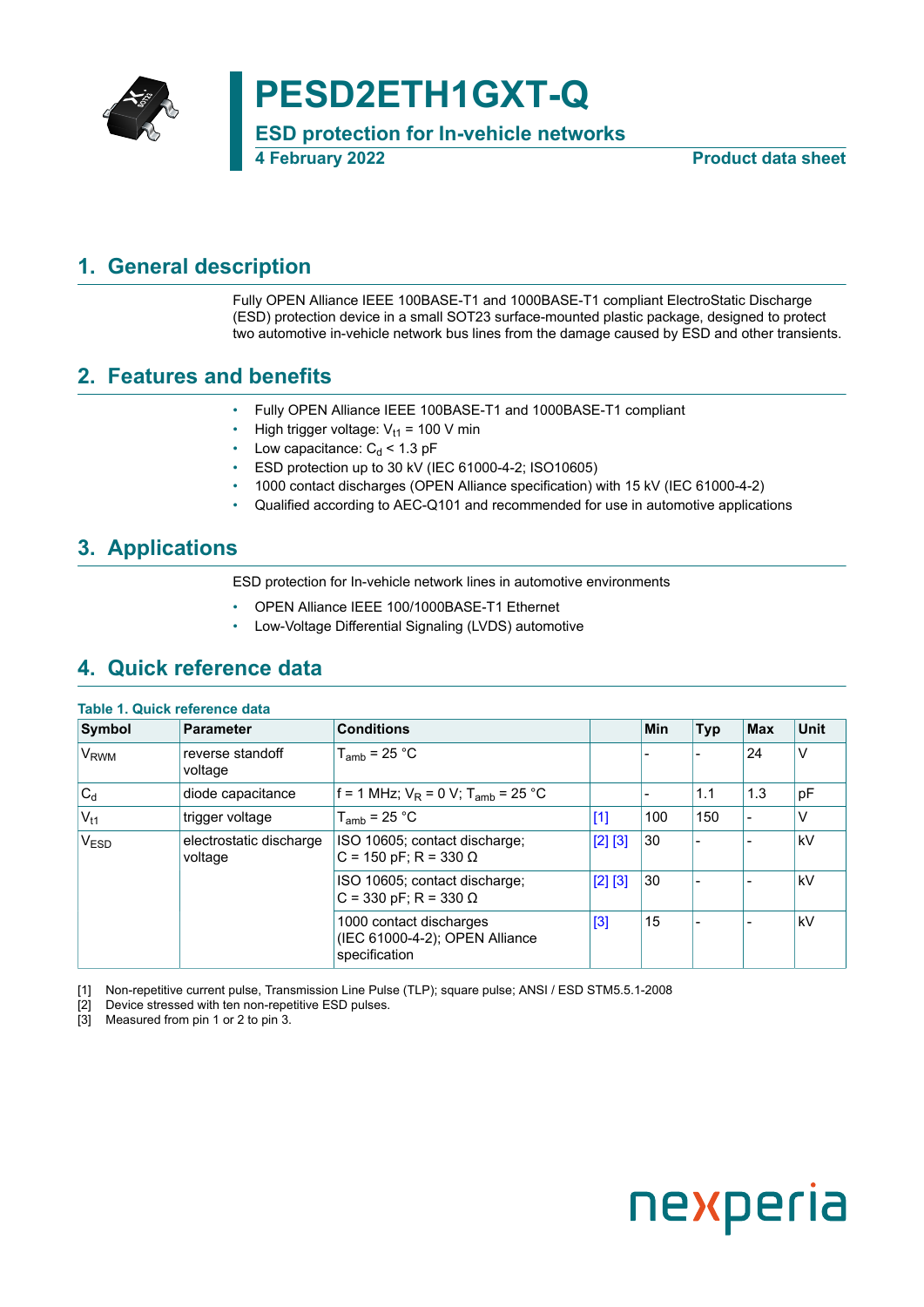# PESD2ETH1GXT-Q

## ESD protection for In-vehicle networks

**4 February 2022** **Product data sheet**

## 1. General description

Fully OPEN Alliance IEEE 100BASE-T1 and 1000BASE-T1 compliant ElectroStatic Discharge (ESD) protection device in a small SOT23 surface-mounted plastic package, designed to protect two automotive in-vehicle network bus lines from the damage caused by ESD and other transients.

## 2. Features and benefits

- Fully OPEN Alliance IEEE 100BASE-T1 and 1000BASE-T1 compliant
- High trigger voltage: $V_{t1}$ = 100 V min
- Low capacitance: $C_d$ < 1.3 pF
- ESD protection up to 30 kV (IEC 61000-4-2; ISO10605)
- 1000 contact discharges (OPEN Alliance specification) with 15 kV (IEC 61000-4-2)
- Qualified according to AEC-Q101 and recommended for use in automotive applications

## 3. Applications

ESD protection for In-vehicle network lines in automotive environments

- OPEN Alliance IEEE 100/1000BASE-T1 Ethernet
- Low-Voltage Differential Signaling (LVDS) automotive

## 4. Quick reference data

**Table 1. Quick reference data**

| Symbol | Parameter | Conditions | | Min | Typ | Max | Unit |
|---|---|---|---|---|---|---|---|
| $V_{RWM}$ | reverse standoff voltage | $T_{amb}$ = 25 °C | | - | - | 24 | V |
| $C_d$ | diode capacitance | f = 1 MHz; $V_R$ = 0 V; $T_{amb}$ = 25 °C | | - | 1.1 | 1.3 | pF |
| $V_{t1}$ | trigger voltage | $T_{amb}$ = 25 °C | [1] | 100 | 150 | - | V |
| $V_{ESD}$ | electrostatic discharge voltage | ISO 10605; contact discharge; C = 150 pF; R = 330 Ω | [2] [3] | 30 | - | - | kV |
| | | ISO 10605; contact discharge; C = 330 pF; R = 330 Ω | [2] [3] | 30 | - | - | kV |
| | | 1000 contact discharges (IEC 61000-4-2); OPEN Alliance specification | [3] | 15 | - | - | kV |

[1] Non-repetitive current pulse, Transmission Line Pulse (TLP); square pulse; ANSI / ESD STM5.5.1-2008
[2] Device stressed with ten non-repetitive ESD pulses.
[3] Measured from pin 1 or 2 to pin 3.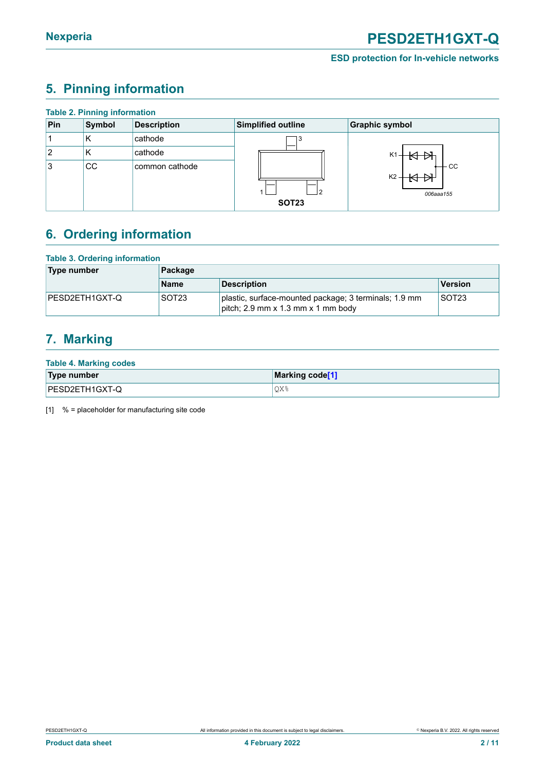## 5. Pinning information

**Table 2. Pinning information**

| Pin | Symbol | Description | Simplified outline | Graphic symbol |
|---|---|---|---|---|
| 1 | K | cathode | 3<br>1 2<br>SOT23 | K1<br>K2<br>CC<br>006aaa155 |
| 2 | K | cathode | | |
| 3 | CC | common cathode | | |

## 6. Ordering information

**Table 3. Ordering information**

| Type number | Package | | |
|---|---|---|---|
| | Name | Description | Version |
| PESD2ETH1GXT-Q | SOT23 | plastic, surface-mounted package; 3 terminals; 1.9 mm pitch; 2.9 mm x 1.3 mm x 1 mm body | SOT23 |

## 7. Marking

**Table 4. Marking codes**

| Type number | Marking code[1] |
|---|---|
| PESD2ETH1GXT-Q | QX% |

[1] % = placeholder for manufacturing site code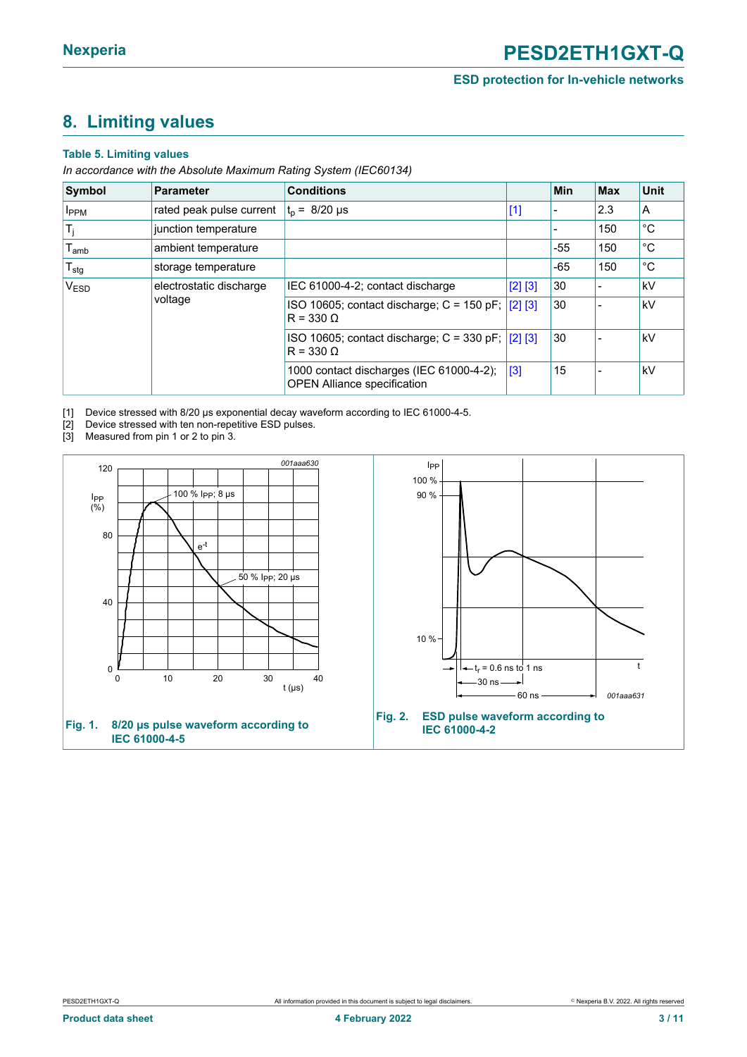## 8. Limiting values

**Table 5. Limiting values**

*In accordance with the Absolute Maximum Rating System (IEC60134)*

| Symbol | Parameter | Conditions | | Min | Max | Unit |
|---|---|---|---|---|---|---|
| $I_{PPM}$ | rated peak pulse current | $t_p$ = 8/20 µs | [1] | - | 2.3 | A |
| $T_j$ | junction temperature | | | - | 150 | °C |
| $T_{amb}$ | ambient temperature | | | -55 | 150 | °C |
| $T_{stg}$ | storage temperature | | | -65 | 150 | °C |
| $V_{ESD}$ | electrostatic discharge voltage | IEC 61000-4-2; contact discharge | [2] [3] | 30 | - | kV |
| | | ISO 10605; contact discharge; C = 150 pF; R = 330 Ω | [2] [3] | 30 | - | kV |
| | | ISO 10605; contact discharge; C = 330 pF; R = 330 Ω | [2] [3] | 30 | - | kV |
| | | 1000 contact discharges (IEC 61000-4-2); OPEN Alliance specification | [3] | 15 | - | kV |

[1] Device stressed with 8/20 µs exponential decay waveform according to IEC 61000-4-5.
[2] Device stressed with ten non-repetitive ESD pulses.
[3] Measured from pin 1 or 2 to pin 3.

001aaa630

$I_{PP}$ (%)

120
80
40
0

0 10 20 30 40

t (µs)

100 % $I_{PP}$; 8 µs

$e^{-t}$

50 % $I_{PP}$; 20 µs

**Fig. 1. 8/20 µs pulse waveform according to IEC 61000-4-5**

$I_{PP}$

100 %
90 %
10 %

t

$t_r$ = 0.6 ns to 1 ns

30 ns

60 ns

001aaa631

**Fig. 2. ESD pulse waveform according to IEC 61000-4-2**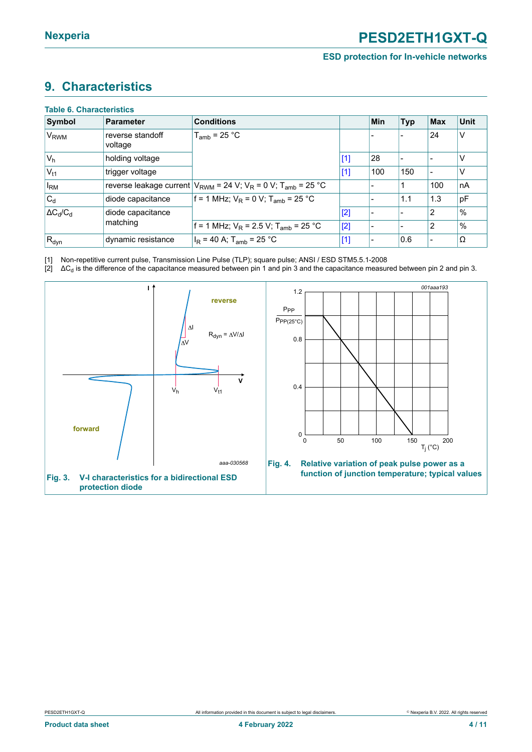## 9. Characteristics

**Table 6. Characteristics**

| Symbol | Parameter | Conditions | | Min | Typ | Max | Unit |
|---|---|---|---|---|---|---|---|
| $V_{RWM}$ | reverse standoff voltage | $T_{amb}$ = 25 °C | | - | - | 24 | V |
| $V_h$ | holding voltage | | [1] | 28 | - | - | V |
| $V_{t1}$ | trigger voltage | | [1] | 100 | 150 | - | V |
| $I_{RM}$ | reverse leakage current | $V_{RWM}$ = 24 V; $V_R$ = 0 V; $T_{amb}$ = 25 °C | | - | 1 | 100 | nA |
| $C_d$ | diode capacitance | f = 1 MHz; $V_R$ = 0 V; $T_{amb}$ = 25 °C | | - | 1.1 | 1.3 | pF |
| $\Delta C_d/C_d$ | diode capacitance matching | | [2] | - | - | 2 | % |
| | | f = 1 MHz; $V_R$ = 2.5 V; $T_{amb}$ = 25 °C | [2] | - | - | 2 | % |
| $R_{dyn}$ | dynamic resistance | $I_R$ = 40 A; $T_{amb}$ = 25 °C | [1] | - | 0.6 | - | Ω |

[1] Non-repetitive current pulse, Transmission Line Pulse (TLP); square pulse; ANSI / ESD STM5.5.1-2008

[2] $\Delta C_d$ is the difference of the capacitance measured between pin 1 and pin 3 and the capacitance measured between pin 2 and pin 3.

I
V
reverse
forward
ΔI
ΔV
$R_{dyn} = \Delta V/\Delta I$
$V_h$
$V_{t1}$
aaa-030568

**Fig. 3. V-I characteristics for a bidirectional ESD protection diode**

001aaa193
$\frac{P_{PP}}{P_{PP(25°C)}}$
1.2
0.8
0.4
0
0
50
100
150
200
$T_j$ (°C)

**Fig. 4. Relative variation of peak pulse power as a function of junction temperature; typical values**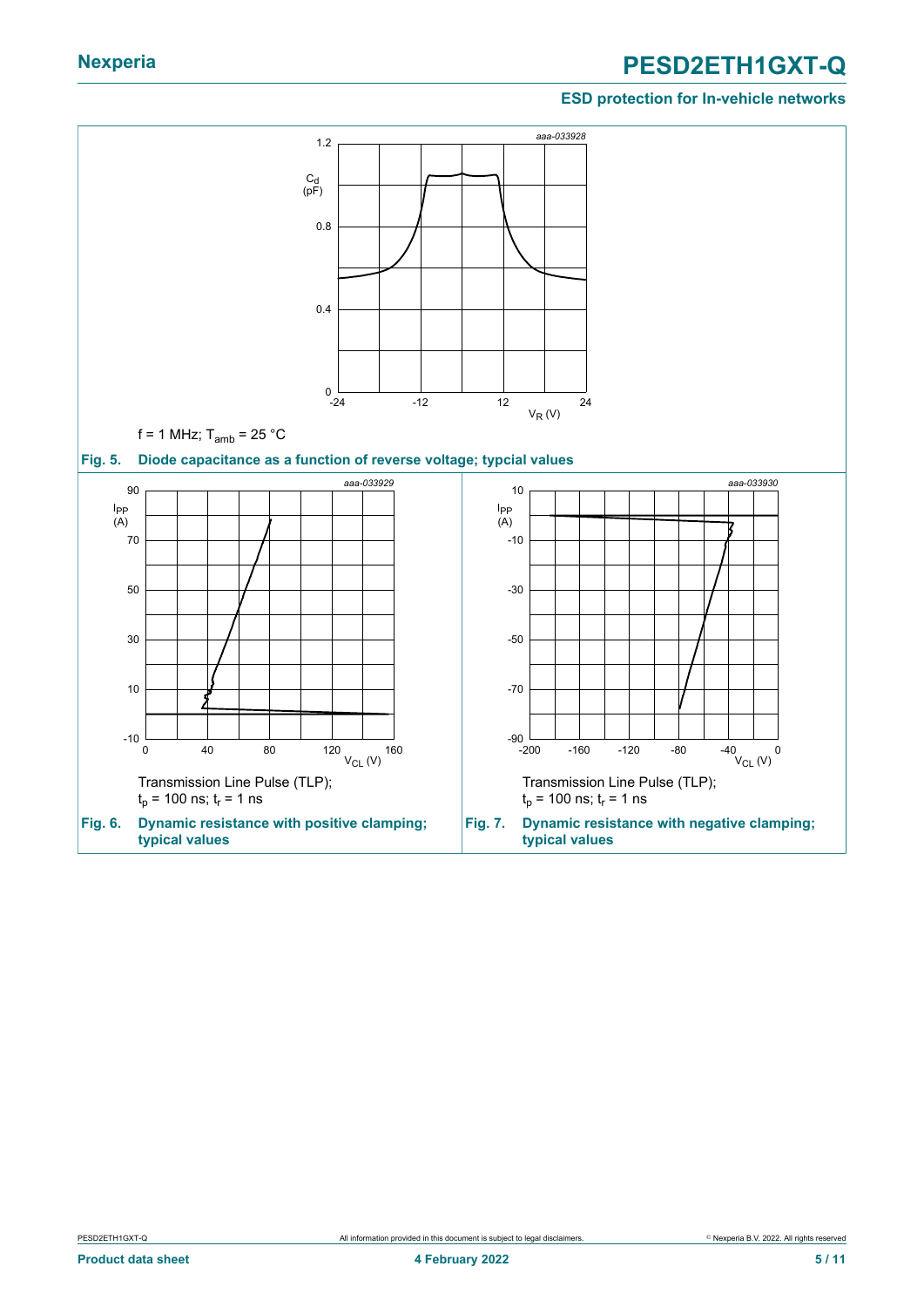aaa-033928

1.2

$C_d$ (pF)

0.8

0.4

0

-24

-12

12

24

$V_R$ (V)

f = 1 MHz; $T_{amb}$ = 25 °C

**Fig. 5. Diode capacitance as a function of reverse voltage; typcial values**

aaa-033929

90

$I_{PP}$ (A)

70

50

30

10

-10

0

40

80

120

160

$V_{CL}$ (V)

Transmission Line Pulse (TLP);
$t_p$ = 100 ns; $t_r$ = 1 ns

**Fig. 6. Dynamic resistance with positive clamping; typical values**

aaa-033930

10

$I_{PP}$ (A)

-10

-30

-50

-70

-90

-200

-160

-120

-80

-40

0

$V_{CL}$ (V)

Transmission Line Pulse (TLP);
$t_p$ = 100 ns; $t_r$ = 1 ns

**Fig. 7. Dynamic resistance with negative clamping; typical values**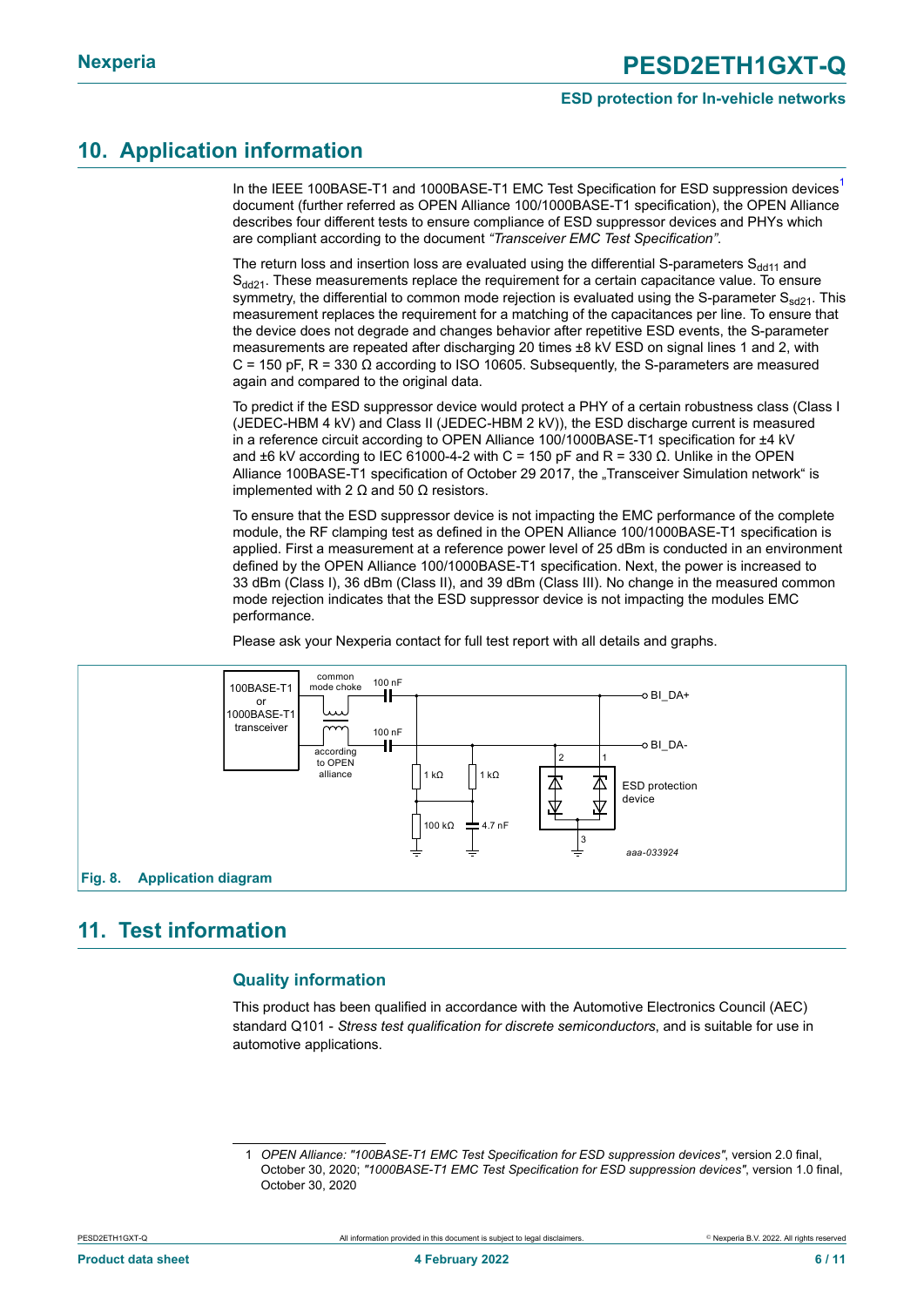## 10. Application information

In the IEEE 100BASE-T1 and 1000BASE-T1 EMC Test Specification for ESD suppression devices[1] document (further referred as OPEN Alliance 100/1000BASE-T1 specification), the OPEN Alliance describes four different tests to ensure compliance of ESD suppressor devices and PHYs which are compliant according to the document *"Transceiver EMC Test Specification"*.

The return loss and insertion loss are evaluated using the differential S-parameters $S_{dd11}$ and $S_{dd21}$. These measurements replace the requirement for a certain capacitance value. To ensure symmetry, the differential to common mode rejection is evaluated using the S-parameter $S_{sd21}$. This measurement replaces the requirement for a matching of the capacitances per line. To ensure that the device does not degrade and changes behavior after repetitive ESD events, the S-parameter measurements are repeated after discharging 20 times ±8 kV ESD on signal lines 1 and 2, with C = 150 pF, R = 330 Ω according to ISO 10605. Subsequently, the S-parameters are measured again and compared to the original data.

To predict if the ESD suppressor device would protect a PHY of a certain robustness class (Class I (JEDEC-HBM 4 kV) and Class II (JEDEC-HBM 2 kV)), the ESD discharge current is measured in a reference circuit according to OPEN Alliance 100/1000BASE-T1 specification for ±4 kV and ±6 kV according to IEC 61000-4-2 with C = 150 pF and R = 330 Ω. Unlike in the OPEN Alliance 100BASE-T1 specification of October 29 2017, the „Transceiver Simulation network“ is implemented with 2 Ω and 50 Ω resistors.

To ensure that the ESD suppressor device is not impacting the EMC performance of the complete module, the RF clamping test as defined in the OPEN Alliance 100/1000BASE-T1 specification is applied. First a measurement at a reference power level of 25 dBm is conducted in an environment defined by the OPEN Alliance 100/1000BASE-T1 specification. Next, the power is increased to 33 dBm (Class I), 36 dBm (Class II), and 39 dBm (Class III). No change in the measured common mode rejection indicates that the ESD suppressor device is not impacting the modules EMC performance.

Please ask your Nexperia contact for full test report with all details and graphs.

100BASE-T1 or 1000BASE-T1 transceiver
common mode choke
according to OPEN alliance
100 nF
100 nF
BI_DA+
BI_DA-
1 kΩ
1 kΩ
100 kΩ
4.7 nF
2
1
3
ESD protection device
aaa-033924

**Fig. 8. Application diagram**

## 11. Test information

### Quality information

This product has been qualified in accordance with the Automotive Electronics Council (AEC) standard Q101 - *Stress test qualification for discrete semiconductors*, and is suitable for use in automotive applications.

---

1 *OPEN Alliance: "100BASE-T1 EMC Test Specification for ESD suppression devices"*, version 2.0 final, October 30, 2020; *"1000BASE-T1 EMC Test Specification for ESD suppression devices"*, version 1.0 final, October 30, 2020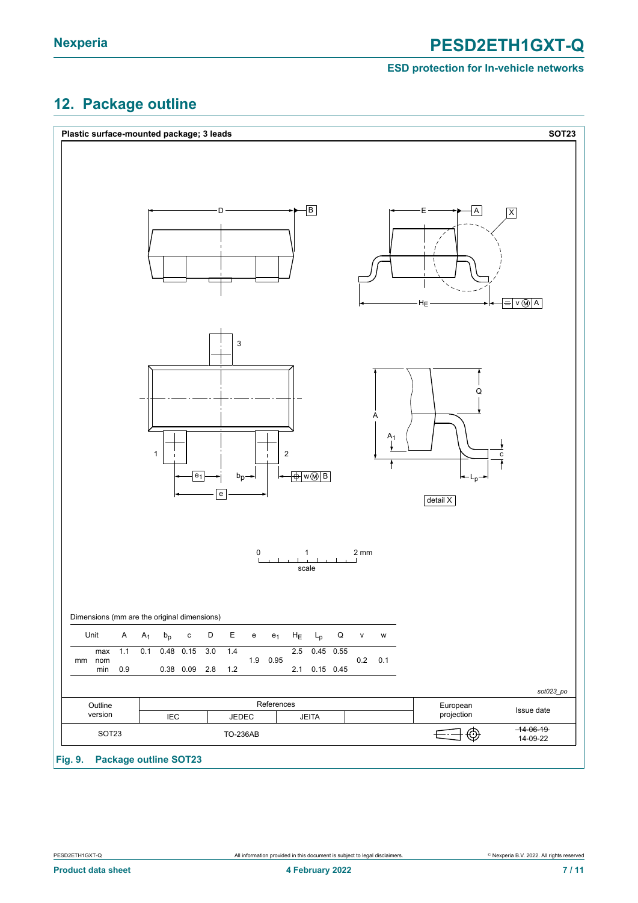## 12. Package outline

**Plastic surface-mounted package; 3 leads** **SOT23**

D
B
E
A
X
$H_E$
v Ⓜ A
3
1
2
$e_1$
$b_p$
w Ⓜ B
e
Q
A
$A_1$
c
$L_p$
detail X

0 1 2 mm
scale

Dimensions (mm are the original dimensions)

| Unit | | A | $A_1$ | $b_p$ | c | D | E | e | $e_1$ | $H_E$ | $L_p$ | Q | v | w |
|---|---|---|---|---|---|---|---|---|---|---|---|---|---|---|
| mm | max | 1.1 | 0.1 | 0.48 | 0.15 | 3.0 | 1.4 | | | 2.5 | 0.45 | 0.55 | | |
| | nom | | | | | | | 1.9 | 0.95 | | | | 0.2 | 0.1 |
| | min | 0.9 | | 0.38 | 0.09 | 2.8 | 1.2 | | | 2.1 | 0.15 | 0.45 | | |

*sot023_po*

| Outline version | References | | | | European projection | Issue date |
|---|---|---|---|---|---|---|
| | IEC | JEDEC | JEITA | | | |
| SOT23 | | TO-236AB | | | | ~~14-06-19~~ 14-09-22 |

**Fig. 9. Package outline SOT23**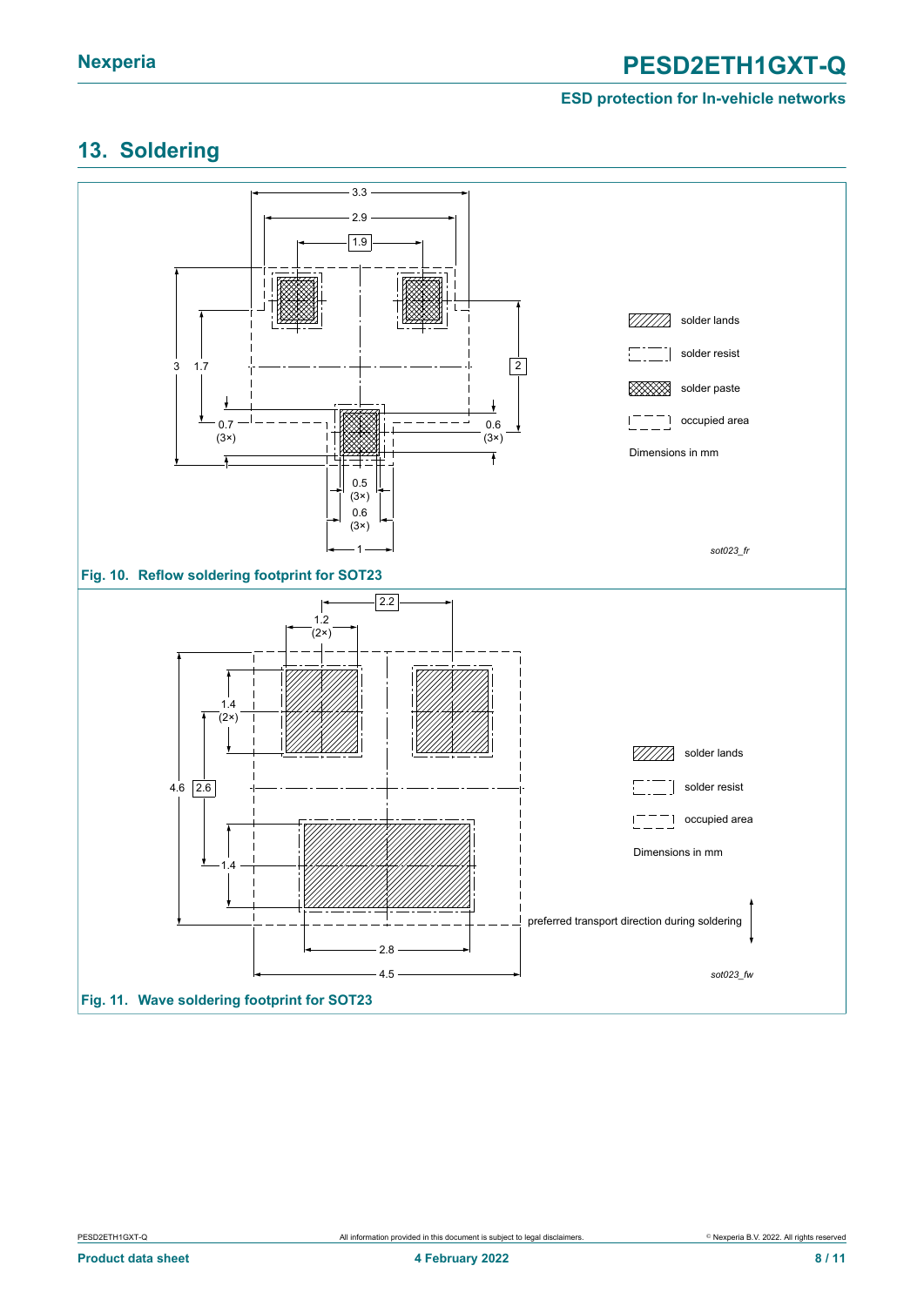## 13. Soldering

3.3
2.9
1.9
3
1.7
2
0.7
(3×)
0.6
(3×)
0.5
(3×)
0.6
(3×)
1

solder lands
solder resist
solder paste
occupied area
Dimensions in mm

*sot023_fr*

**Fig. 10. Reflow soldering footprint for SOT23**

2.2
1.2
(2×)
1.4
(2×)
4.6
2.6
1.4
2.8
4.5

solder lands
solder resist
occupied area
Dimensions in mm

preferred transport direction during soldering

*sot023_fw*

**Fig. 11. Wave soldering footprint for SOT23**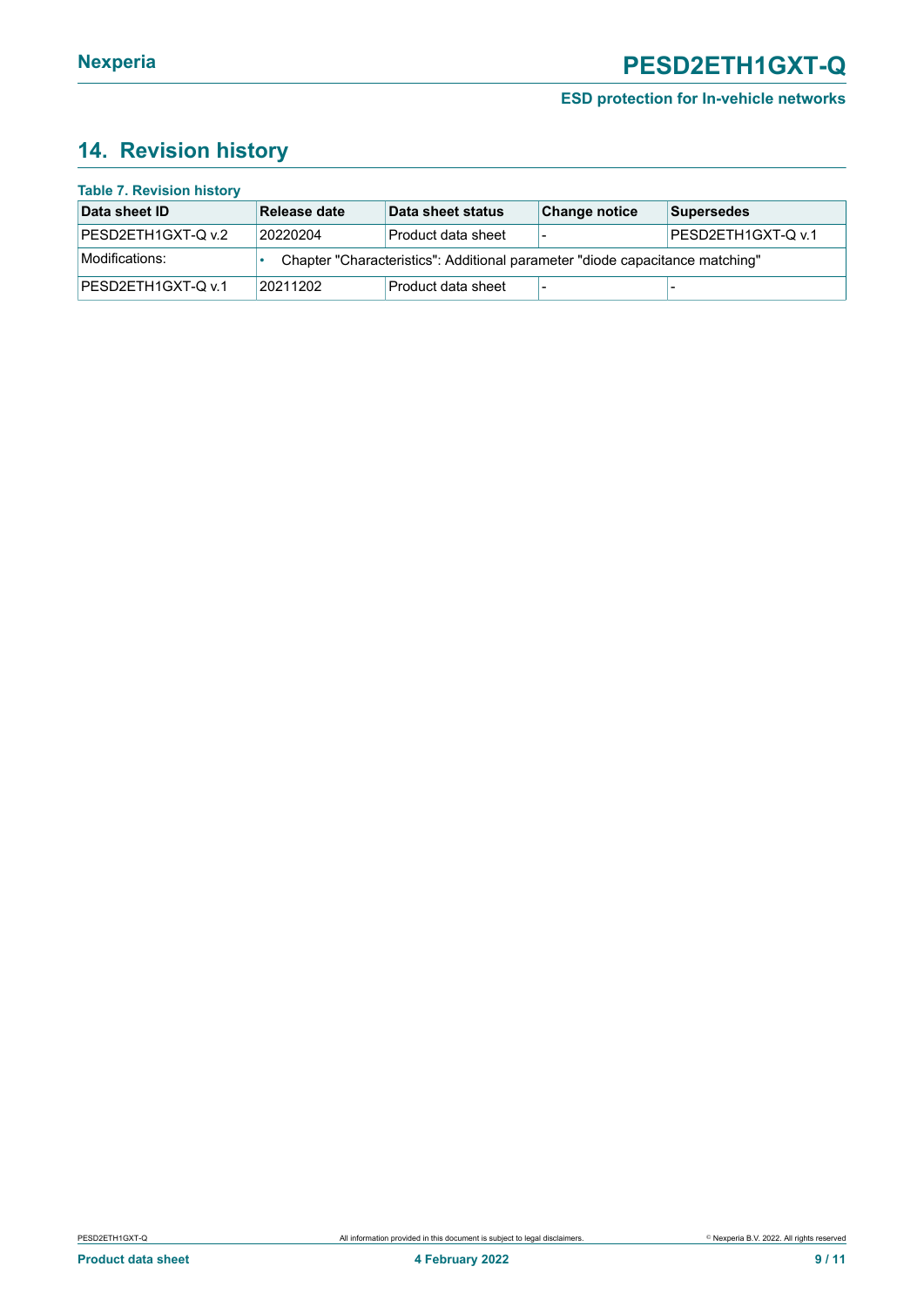## 14. Revision history

**Table 7. Revision history**

| Data sheet ID | Release date | Data sheet status | Change notice | Supersedes |
|---|---|---|---|---|
| PESD2ETH1GXT-Q v.2 | 20220204 | Product data sheet | - | PESD2ETH1GXT-Q v.1 |
| Modifications: | • Chapter "Characteristics": Additional parameter "diode capacitance matching" | | | |
| PESD2ETH1GXT-Q v.1 | 20211202 | Product data sheet | - | - |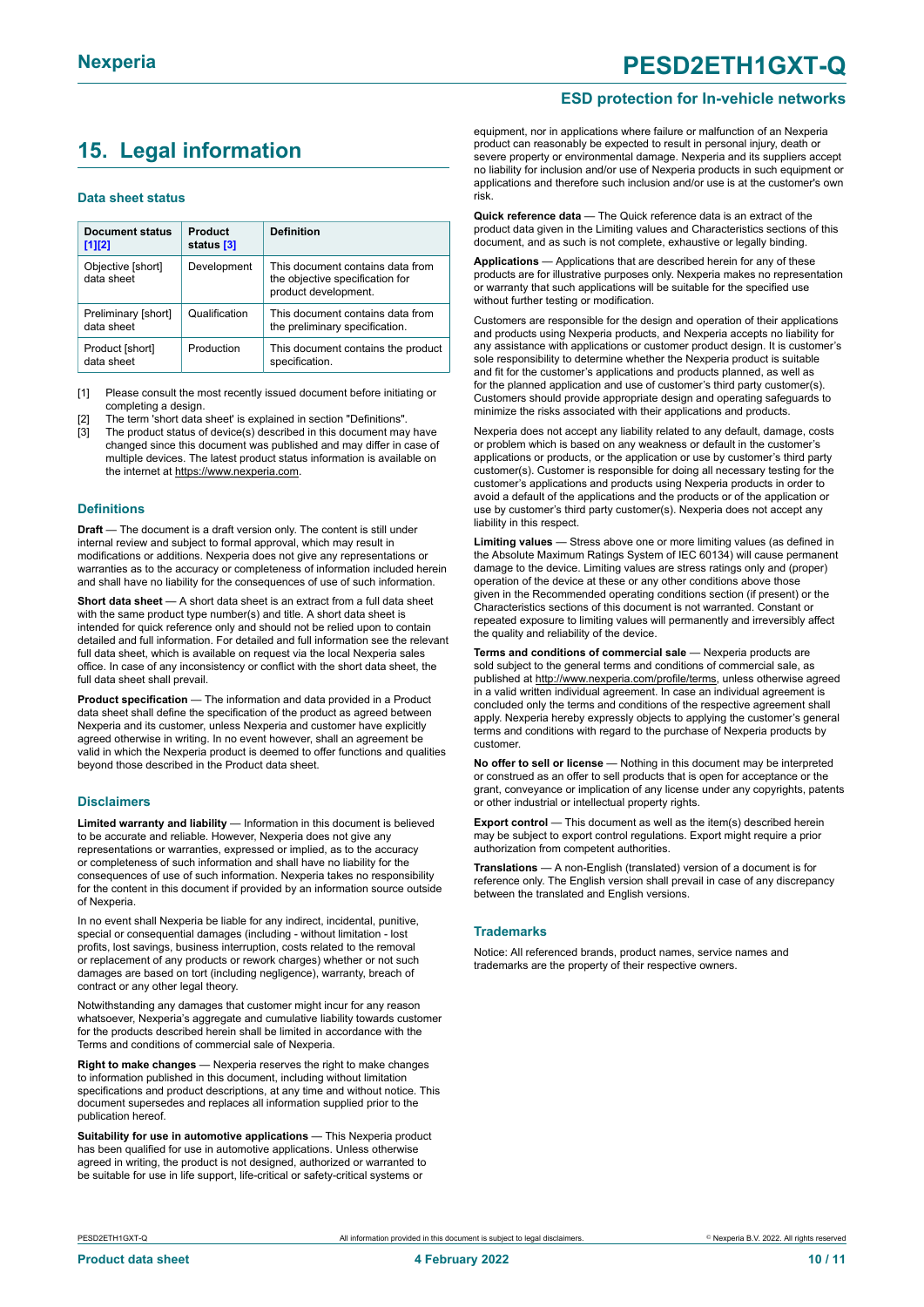# 15. Legal information

### Data sheet status

| Document status [1][2] | Product status [3] | Definition |
|---|---|---|
| Objective [short] data sheet | Development | This document contains data from the objective specification for product development. |
| Preliminary [short] data sheet | Qualification | This document contains data from the preliminary specification. |
| Product [short] data sheet | Production | This document contains the product specification. |

[1] Please consult the most recently issued document before initiating or completing a design.

[2] The term 'short data sheet' is explained in section "Definitions".

[3] The product status of device(s) described in this document may have changed since this document was published and may differ in case of multiple devices. The latest product status information is available on the internet at https://www.nexperia.com.

### Definitions

**Draft** — The document is a draft version only. The content is still under internal review and subject to formal approval, which may result in modifications or additions. Nexperia does not give any representations or warranties as to the accuracy or completeness of information included herein and shall have no liability for the consequences of use of such information.

**Short data sheet** — A short data sheet is an extract from a full data sheet with the same product type number(s) and title. A short data sheet is intended for quick reference only and should not be relied upon to contain detailed and full information. For detailed and full information see the relevant full data sheet, which is available on request via the local Nexperia sales office. In case of any inconsistency or conflict with the short data sheet, the full data sheet shall prevail.

**Product specification** — The information and data provided in a Product data sheet shall define the specification of the product as agreed between Nexperia and its customer, unless Nexperia and customer have explicitly agreed otherwise in writing. In no event however, shall an agreement be valid in which the Nexperia product is deemed to offer functions and qualities beyond those described in the Product data sheet.

### Disclaimers

**Limited warranty and liability** — Information in this document is believed to be accurate and reliable. However, Nexperia does not give any representations or warranties, expressed or implied, as to the accuracy or completeness of such information and shall have no liability for the consequences of use of such information. Nexperia takes no responsibility for the content in this document if provided by an information source outside of Nexperia.

In no event shall Nexperia be liable for any indirect, incidental, punitive, special or consequential damages (including - without limitation - lost profits, lost savings, business interruption, costs related to the removal or replacement of any products or rework charges) whether or not such damages are based on tort (including negligence), warranty, breach of contract or any other legal theory.

Notwithstanding any damages that customer might incur for any reason whatsoever, Nexperia's aggregate and cumulative liability towards customer for the products described herein shall be limited in accordance with the Terms and conditions of commercial sale of Nexperia.

**Right to make changes** — Nexperia reserves the right to make changes to information published in this document, including without limitation specifications and product descriptions, at any time and without notice. This document supersedes and replaces all information supplied prior to the publication hereof.

**Suitability for use in automotive applications** — This Nexperia product has been qualified for use in automotive applications. Unless otherwise agreed in writing, the product is not designed, authorized or warranted to be suitable for use in life support, life-critical or safety-critical systems or equipment, nor in applications where failure or malfunction of an Nexperia product can reasonably be expected to result in personal injury, death or severe property or environmental damage. Nexperia and its suppliers accept no liability for inclusion and/or use of Nexperia products in such equipment or applications and therefore such inclusion and/or use is at the customer's own risk.

**Quick reference data** — The Quick reference data is an extract of the product data given in the Limiting values and Characteristics sections of this document, and as such is not complete, exhaustive or legally binding.

**Applications** — Applications that are described herein for any of these products are for illustrative purposes only. Nexperia makes no representation or warranty that such applications will be suitable for the specified use without further testing or modification.

Customers are responsible for the design and operation of their applications and products using Nexperia products, and Nexperia accepts no liability for any assistance with applications or customer product design. It is customer's sole responsibility to determine whether the Nexperia product is suitable and fit for the customer's applications and products planned, as well as for the planned application and use of customer's third party customer(s). Customers should provide appropriate design and operating safeguards to minimize the risks associated with their applications and products.

Nexperia does not accept any liability related to any default, damage, costs or problem which is based on any weakness or default in the customer's applications or products, or the application or use by customer's third party customer(s). Customer is responsible for doing all necessary testing for the customer's applications and products using Nexperia products in order to avoid a default of the applications and the products or of the application or use by customer's third party customer(s). Nexperia does not accept any liability in this respect.

**Limiting values** — Stress above one or more limiting values (as defined in the Absolute Maximum Ratings System of IEC 60134) will cause permanent damage to the device. Limiting values are stress ratings only and (proper) operation of the device at these or any other conditions above those given in the Recommended operating conditions section (if present) or the Characteristics sections of this document is not warranted. Constant or repeated exposure to limiting values will permanently and irreversibly affect the quality and reliability of the device.

**Terms and conditions of commercial sale** — Nexperia products are sold subject to the general terms and conditions of commercial sale, as published at http://www.nexperia.com/profile/terms, unless otherwise agreed in a valid written individual agreement. In case an individual agreement is concluded only the terms and conditions of the respective agreement shall apply. Nexperia hereby expressly objects to applying the customer's general terms and conditions with regard to the purchase of Nexperia products by customer.

**No offer to sell or license** — Nothing in this document may be interpreted or construed as an offer to sell products that is open for acceptance or the grant, conveyance or implication of any license under any copyrights, patents or other industrial or intellectual property rights.

**Export control** — This document as well as the item(s) described herein may be subject to export control regulations. Export might require a prior authorization from competent authorities.

**Translations** — A non-English (translated) version of a document is for reference only. The English version shall prevail in case of any discrepancy between the translated and English versions.

### Trademarks

Notice: All referenced brands, product names, service names and trademarks are the property of their respective owners.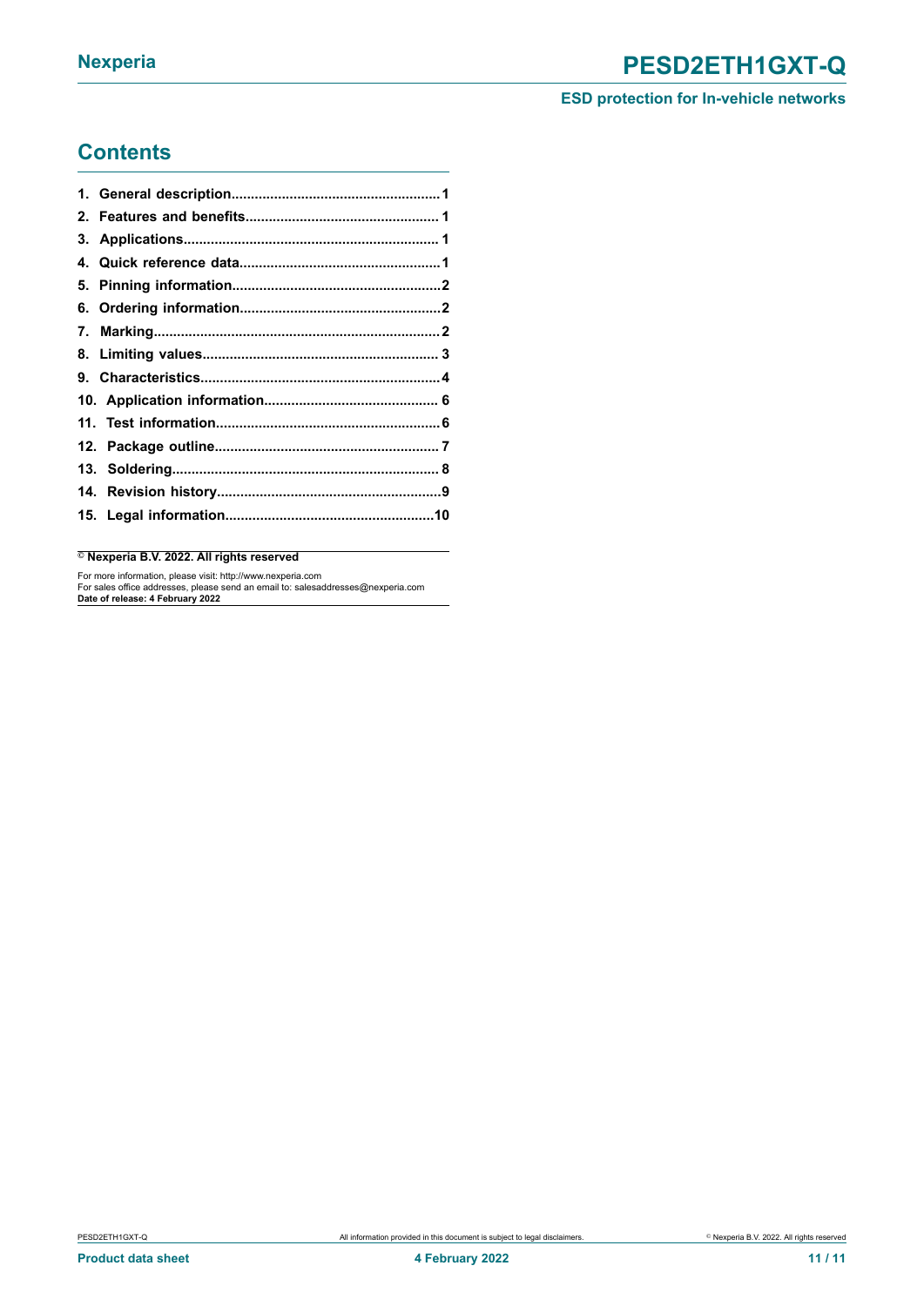## Contents

1. General description.....................................................1
2. Features and benefits.................................................1
3. Applications.................................................................1
4. Quick reference data...................................................1
5. Pinning information.....................................................2
6. Ordering information...................................................2
7. Marking.........................................................................2
8. Limiting values............................................................3
9. Characteristics.............................................................4
10. Application information............................................6
11. Test information.........................................................6
12. Package outline..........................................................7
13. Soldering....................................................................8
14. Revision history..........................................................9
15. Legal information.....................................................10

© **Nexperia B.V. 2022. All rights reserved**

For more information, please visit: http://www.nexperia.com
For sales office addresses, please send an email to: salesaddresses@nexperia.com
**Date of release: 4 February 2022**